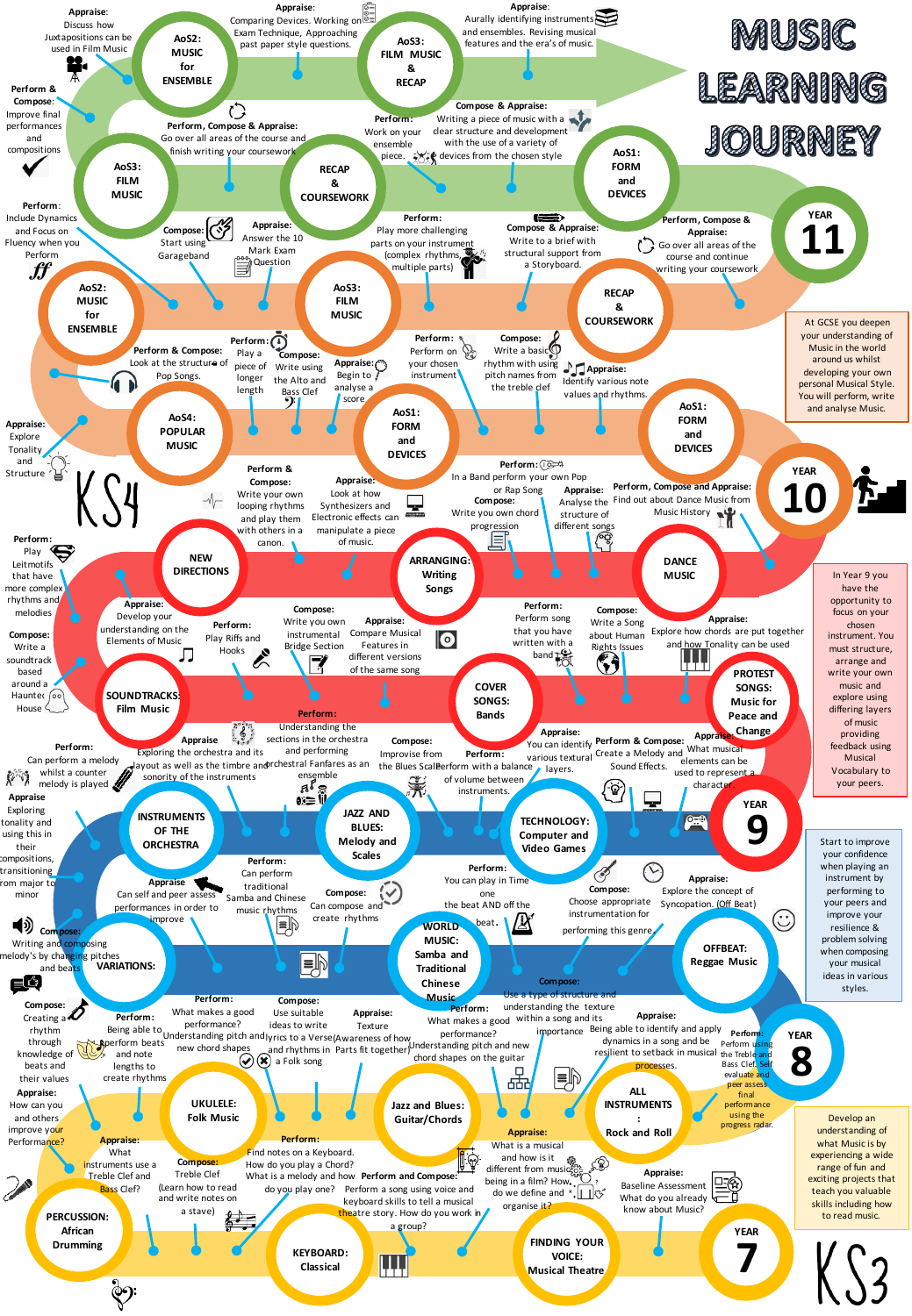# MUSIC LEARNING JOURNEY

## KS3

### YEAR 7

Develop an understanding of what Music is by experiencing a wide range of fun and exciting projects that teach you valuable skills including how to read music.

- **FINDING YOUR VOICE: Musical Theatre**
  - **Appraise:** Baseline Assessment. What do you already know about Music?
  - **Appraise:** What is a musical and how is it different from music being in a film? How do we define and organise it?
  - **Perform and Compose:** Perform a song using voice and keyboard skills to tell a musical theatre story. How do you work in a group?
- **KEYBOARD: Classical**
  - **Perform:** Find notes on a Keyboard. How do you play a Chord? What is a melody and how do you play one?
  - **Compose:** Treble Clef (Learn how to read and write notes on a stave)
- **PERCUSSION: African Drumming**
  - **Appraise:** What instruments use a Treble Clef and Bass Clef?
  - **Appraise:** How can you listen and others improve your Performance?

### YEAR 8

Start to improve your confidence when playing an instrument by performing to your peers and improve your resilience & problem solving when composing your musical ideas in various styles.

- **UKULELE: Folk Music**
  - **Compose:** Creating a rhythm through knowledge of beats and their values
  - **Perform:** Being able to perform beats and note lengths to create rhythms
  - **Perform:** What makes a good performance? Understanding pitch and new chord shapes
  - **Compose:** Use suitable ideas to write lyrics to a Verse and rhythms in a Folk song
  - **Appraise:** Texture (Awareness of how Parts fit together)
- **Jazz and Blues: Guitar/Chords**
  - **Perform:** What makes a good performance? Understanding pitch and new chord shapes on the guitar
  - **Compose:** Use a type of structure and understanding the texture within a song and its importance
- **ALL INSTRUMENTS: Rock and Roll**
  - **Appraise:** Being able to identify and apply dynamics in a song and be resilient to setback in musical processes.
  - **Perform:** Perform using the Treble and Bass Clef. Self evaluate and peer assess final performance using the progress radar.

### YEAR 9

In Year 9 you have the opportunity to focus on your chosen instrument. You must structure, arrange and write your own music and explore using differing layers of music providing feedback using Musical Vocabulary to your peers.

- **OFFBEAT: Reggae Music**
  - **Appraise:** Explore the concept of Syncopation. (Off Beat)
  - **Compose:** Choose appropriate instrumentation for performing this genre.
  - **Perform:** You can play in Time one the beat AND off the beat.
- **WORLD MUSIC: Samba and Traditional Chinese Music**
  - **Compose:** Can compose and create rhythms
  - **Perform:** Can perform traditional Samba and Chinese music rhythms
- **VARIATIONS:**
  - **Appraise:** Can self and peer assess performances in order to improve
  - **Compose:** Writing and composing melody's by changing pitches and beats
  - **Appraise:** Exploring tonality and using this in their compositions, transitioning from major to minor
- **INSTRUMENTS OF THE ORCHESTRA**
  - **Perform:** Can perform a melody whilst a counter melody is played
  - **Appraise:** Exploring the orchestra and its layout as well as the timbre and sonority of the instruments
  - **Perform:** Understanding the sections in the orchestra and performing orchestral Fanfares as an ensemble
- **JAZZ AND BLUES: Melody and Scales**
  - **Compose:** Improvise from the Blues Scale
  - **Perform:** Perform with a balance of volume between instruments.
- **TECHNOLOGY: Computer and Video Games**
  - **Appraise:** You can identify various textural layers.
  - **Perform & Compose:** Create a Melody and Sound Effects.
  - **Appraise:** What musical elements can be used to represent a character.
- **PROTEST SONGS: Music for Peace and Change**
  - **Appraise:** Explore how chords are put together and how Tonality can be used
  - **Compose:** Write a Song about Human Rights Issues
  - **Perform:** Perform song that you have written with a band
- **COVER SONGS: Bands**
  - **Appraise:** Compare Musical Features in different versions of the same song
  - **Compose:** Write you own instrumental Bridge Section
  - **Perform:** Play Riffs and Hooks
- **SOUNDTRACKS: Film Music**
  - **Appraise:** Develop your understanding on the Elements of Music
  - **Compose:** Write a soundtrack based around a Haunted House
  - **Perform:** Play Leitmotifs that have more complex rhythms and melodies
- **ARRANGING: Writing Songs**
- **DANCE MUSIC**
- **NEW DIRECTIONS**

## KS4

### YEAR 10

At GCSE you deepen your understanding of Music in the world around us whilst developing your own personal Musical Style. You will perform, write and analyse Music.

- **AoS1: FORM and DEVICES**
  - **Perform, Compose and Appraise:** Find out about Dance Music from Music History
  - **Appraise:** Analyse the structure of different songs
  - **Perform:** In a Band perform your own Pop or Rap Song
  - **Compose:** Write you own chord progression
- **AoS1: FORM and DEVICES**
  - **Appraise:** Look at how Synthesizers and Electronic effects can manipulate a piece of music.
  - **Perform & Compose:** Write your own looping rhythms and play them with others in a canon.
  - **Appraise:** Identify various note values and rhythms.
  - **Compose:** Write a basic rhythm with using pitch names from the treble clef
  - **Perform:** Perform on your chosen instrument
- **AoS4: POPULAR MUSIC**
  - **Appraise:** Begin to analyse a score
  - **Compose:** Write using the Alto and Bass Clef
  - **Perform:** Play a piece of longer length
  - **Perform & Compose:** Look at the structure of Pop Songs.
  - **Appraise:** Explore Tonality and Structure
- **AoS2: MUSIC for ENSEMBLE**
  - **Perform:** Include Dynamics and Focus on Fluency when you Perform
- **AoS3: FILM MUSIC**
  - **Compose:** Start using Garageband
  - **Appraise:** Answer the 10 Mark Exam Question
  - **Perform:** Play more challenging parts on your instrument (complex rhythms, multiple parts)
- **RECAP & COURSEWORK**
  - **Compose & Appraise:** Write to a brief with structural support from a Storyboard.
  - **Perform, Compose & Appraise:** Go over all areas of the course and continue writing your coursework

### YEAR 11

- **AoS1: FORM and DEVICES**
  - **Compose & Appraise:** Writing a piece of music with a clear structure and development with the use of a variety of devices from the chosen style
  - **Perform:** Work on your ensemble piece.
- **RECAP & COURSEWORK**
  - **Perform, Compose & Appraise:** Go over all areas of the course and finish writing your coursework
- **AoS3: FILM MUSIC**
  - **Perform & Compose:** Improve final performances and compositions
- **AoS2: MUSIC for ENSEMBLE**
  - **Appraise:** Discuss how Juxtapositions can be used in Film Music
- **AoS3: FILM MUSIC & RECAP**
  - **Appraise:** Comparing Devices. Working on Exam Technique, Approaching past paper style questions.
  - **Appraise:** Aurally identifying instruments and ensembles. Revising musical features and the era's of music.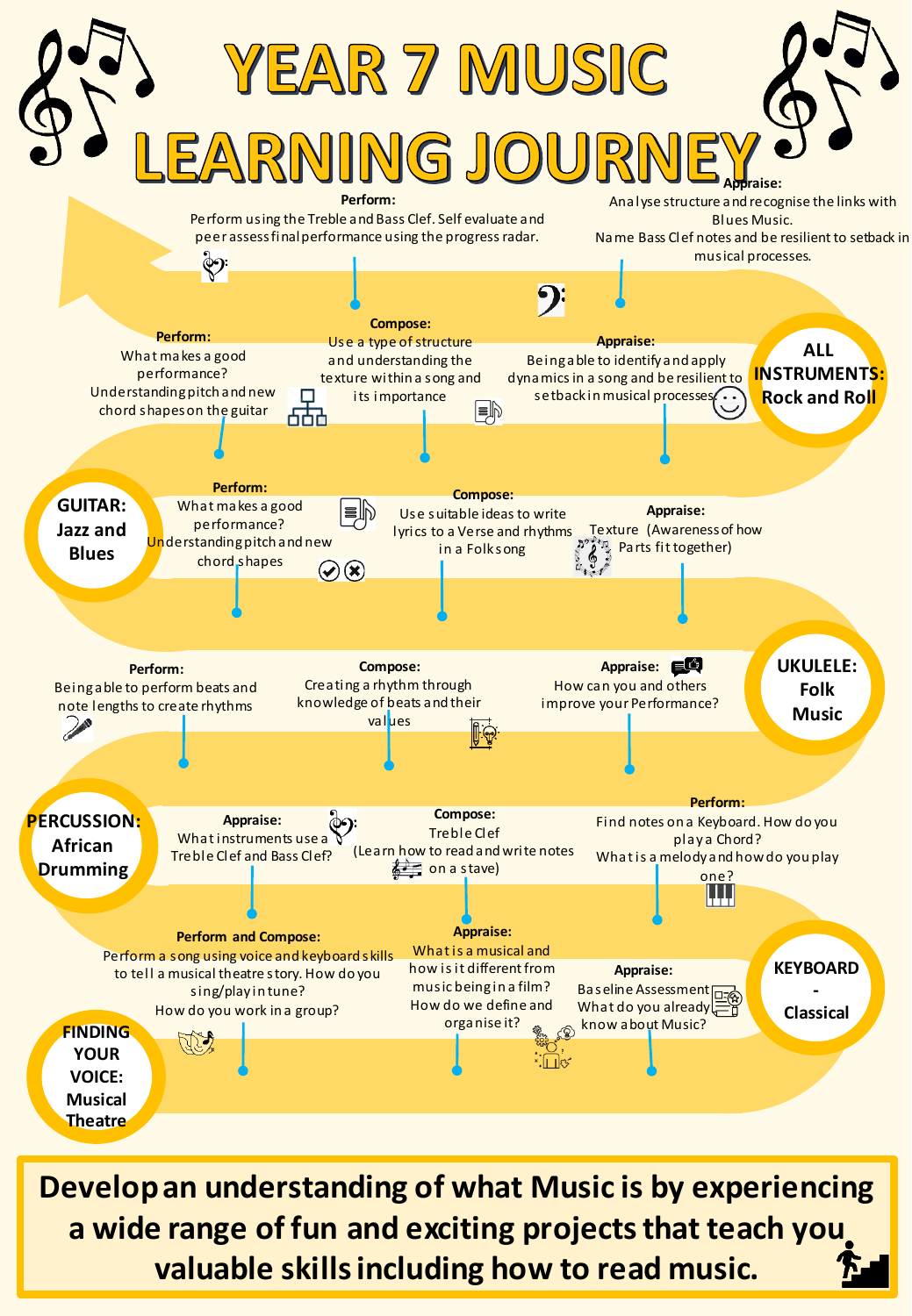# YEAR 7 MUSIC LEARNING JOURNEY

## FINDING YOUR VOICE: Musical Theatre

**Perform and Compose:**
Perform a song using voice and keyboard skills to tell a musical theatre story. How do you sing/play in tune? How do you work in a group?

**Appraise:**
What is a musical and how is it different from music being in a film? How do we define and organise it?

**Appraise:**
Baseline Assessment
What do you already know about Music?

## KEYBOARD - Classical

**Perform:**
Find notes on a Keyboard. How do you play a Chord?
What is a melody and how do you play one?

**Compose:**
Treble Clef
(Learn how to read and write notes on a stave)

**Appraise:**
What instruments use a Treble Clef and Bass Clef?

## PERCUSSION: African Drumming

**Perform:**
Being able to perform beats and note lengths to create rhythms

**Compose:**
Creating a rhythm through knowledge of beats and their values

**Appraise:**
How can you and others improve your Performance?

## UKULELE: Folk Music

**Appraise:**
Texture (Awareness of how Parts fit together)

**Compose:**
Use suitable ideas to write lyrics to a Verse and rhythms in a Folk song

**Perform:**
What makes a good performance?
Understanding pitch and new chord shapes

## GUITAR: Jazz and Blues

**Perform:**
What makes a good performance?
Understanding pitch and new chord shapes on the guitar

**Compose:**
Use a type of structure and understanding the texture within a song and its importance

**Appraise:**
Being able to identify and apply dynamics in a song and be resilient to setback in musical processes.

## ALL INSTRUMENTS: Rock and Roll

**Appraise:**
Analyse structure and recognise the links with Blues Music.
Name Bass Clef notes and be resilient to setback in musical processes.

**Perform:**
Perform using the Treble and Bass Clef. Self evaluate and peer assess final performance using the progress radar.

**Develop an understanding of what Music is by experiencing a wide range of fun and exciting projects that teach you valuable skills including how to read music.**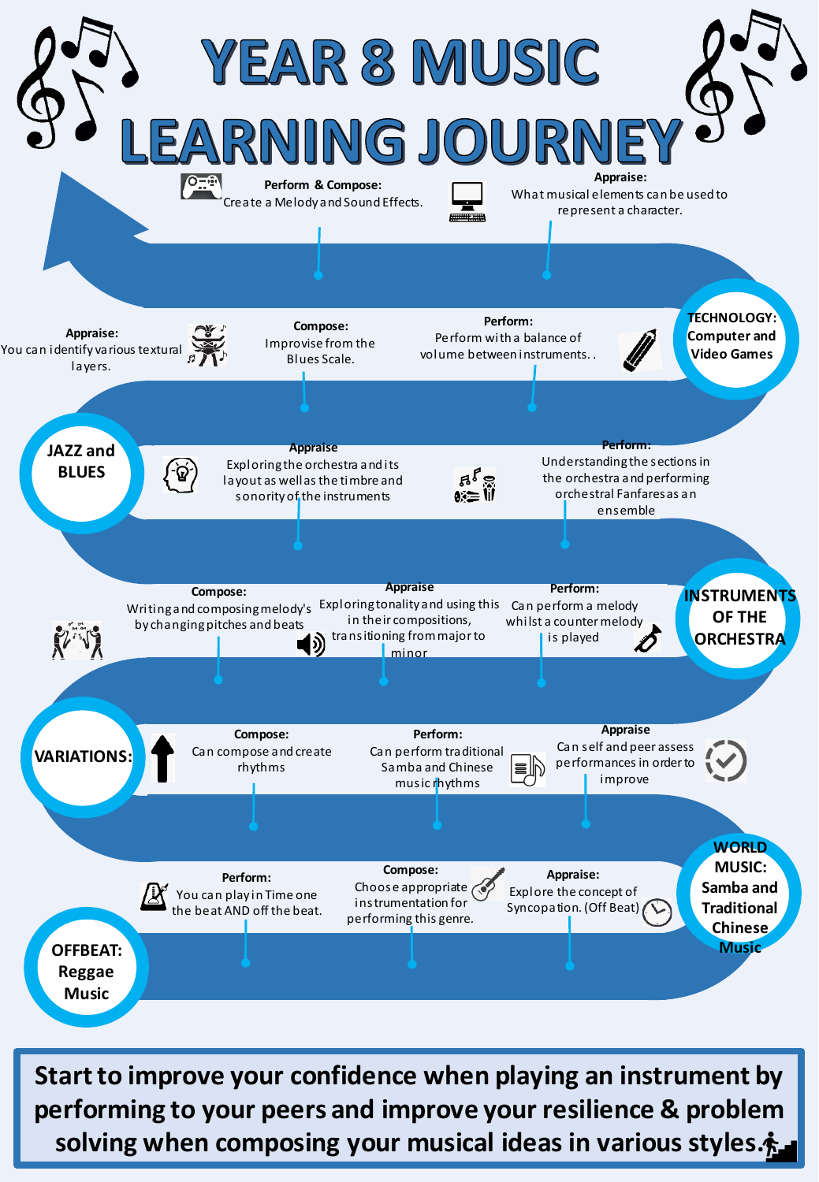# YEAR 8 MUSIC LEARNING JOURNEY

## OFFBEAT: Reggae Music

**Perform:** You can play in Time one the beat AND off the beat.

**Compose:** Choose appropriate instrumentation for performing this genre.

**Appraise:** Explore the concept of Syncopation. (Off Beat)

## WORLD MUSIC: Samba and Traditional Chinese Music

**Appraise:** Can self and peer assess performances in order to improve

**Perform:** Can perform traditional Samba and Chinese music rhythms

**Compose:** Can compose and create rhythms

## VARIATIONS:

**Compose:** Writing and composing melody's by changing pitches and beats

**Appraise:** Exploring tonality and using this in their compositions, transitioning from major to minor

**Perform:** Can perform a melody whilst a counter melody is played

## INSTRUMENTS OF THE ORCHESTRA

**Perform:** Understanding the sections in the orchestra and performing orchestral Fanfares as an ensemble

**Appraise:** Exploring the orchestra and its layout as well as the timbre and sonority of the instruments

## JAZZ and BLUES

**Appraise:** You can identify various textural layers.

**Compose:** Improvise from the Blues Scale.

**Perform:** Perform with a balance of volume between instruments. .

## TECHNOLOGY: Computer and Video Games

**Appraise:** What musical elements can be used to represent a character.

**Perform & Compose:** Create a Melody and Sound Effects.

**Start to improve your confidence when playing an instrument by performing to your peers and improve your resilience & problem solving when composing your musical ideas in various styles.**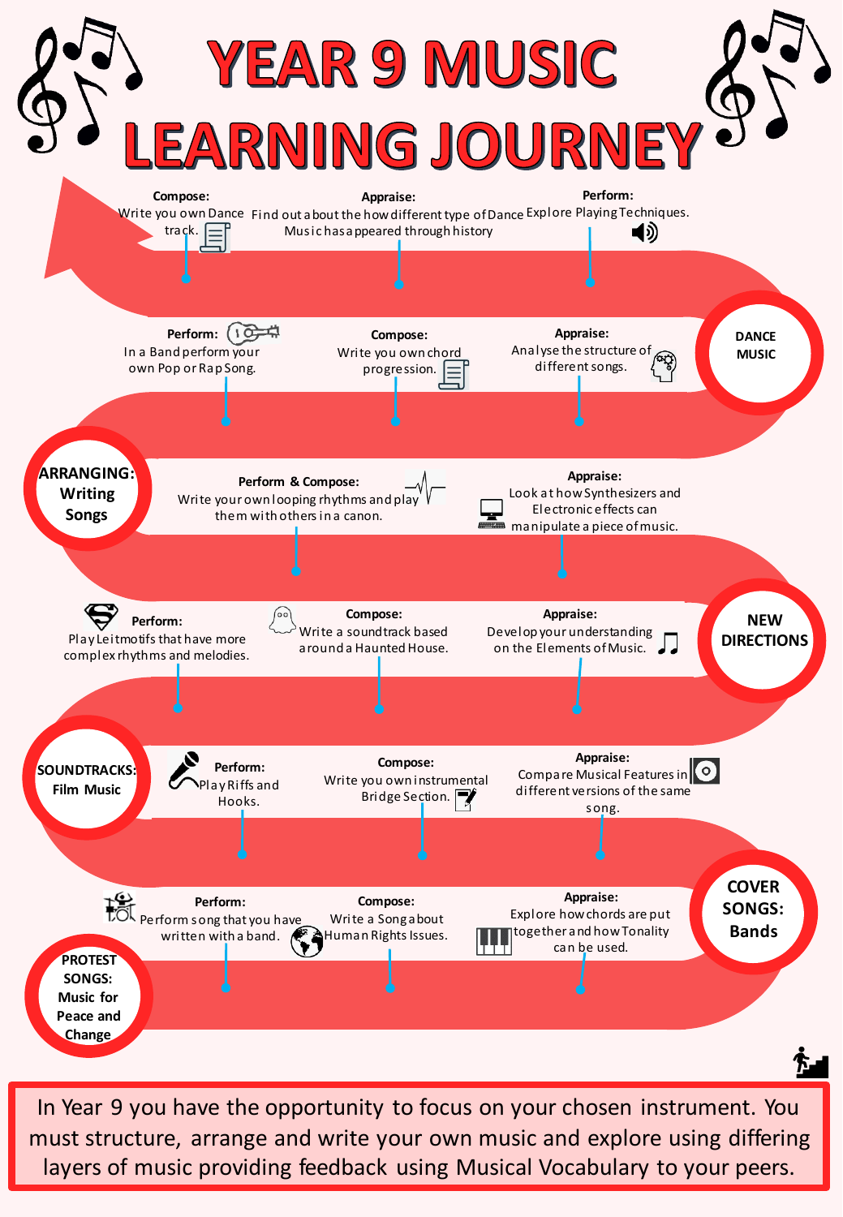# YEAR 9 MUSIC LEARNING JOURNEY

## PROTEST SONGS: Music for Peace and Change

**Perform:** Perform song that you have written with a band.

**Compose:** Write a Song about Human Rights Issues.

**Appraise:** Explore how chords are put together and how Tonality can be used.

## COVER SONGS: Bands

**Appraise:** Compare Musical Features in different versions of the same song.

**Compose:** Write you own instrumental Bridge Section.

**Perform:** Play Riffs and Hooks.

## SOUNDTRACKS: Film Music

**Perform:** Play Leitmotifs that have more complex rhythms and melodies.

**Compose:** Write a soundtrack based around a Haunted House.

**Appraise:** Develop your understanding on the Elements of Music.

## NEW DIRECTIONS

**Appraise:** Look at how Synthesizers and Electronic effects can manipulate a piece of music.

**Perform & Compose:** Write your own looping rhythms and play them with others in a canon.

## ARRANGING: Writing Songs

**Perform:** In a Band perform your own Pop or Rap Song.

**Compose:** Write you own chord progression.

**Appraise:** Analyse the structure of different songs.

## DANCE MUSIC

**Perform:** Explore Playing Techniques.

**Appraise:** Find out about the how different type of Dance Music has appeared through history

**Compose:** Write you own Dance track.

In Year 9 you have the opportunity to focus on your chosen instrument. You must structure, arrange and write your own music and explore using differing layers of music providing feedback using Musical Vocabulary to your peers.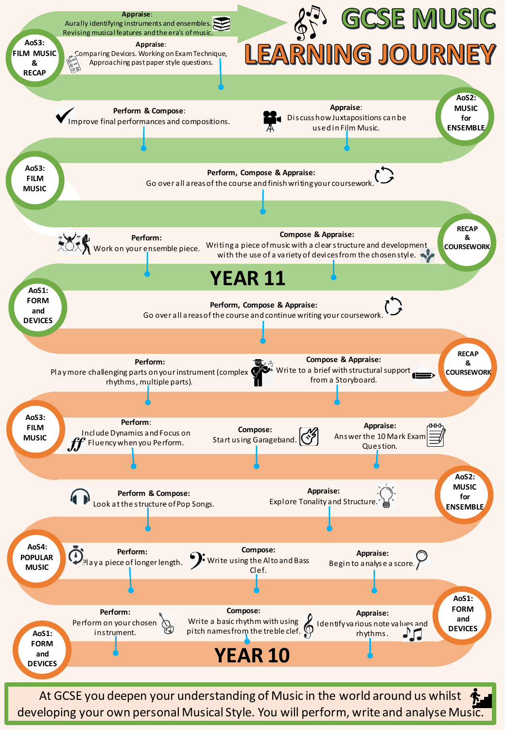# GCSE MUSIC LEARNING JOURNEY

## YEAR 10

**AoS1: FORM and DEVICES**

**Perform:** Perform on your chosen instrument.

**Compose:** Write a basic rhythm with using pitch names from the treble clef.

**Appraise:** Identify various note values and rhythms.

**AoS1: FORM and DEVICES**

**Perform:** Play a piece of longer length.

**Compose:** Write using the Alto and Bass Clef.

**Appraise:** Begin to analyse a score.

**AoS4: POPULAR MUSIC**

**Perform & Compose:** Look at the structure of Pop Songs.

**Appraise:** Explore Tonality and Structure.

**AoS2: MUSIC for ENSEMBLE**

**Perform:** Include Dynamics and Focus on Fluency when you Perform.

**Compose:** Start using Garageband.

**Appraise:** Answer the 10 Mark Exam Question.

**AoS3: FILM MUSIC**

**Perform:** Play more challenging parts on your instrument (complex rhythms, multiple parts).

**Compose & Appraise:** Write to a brief with structural support from a Storyboard.

**RECAP & COURSEWORK**

**Perform, Compose & Appraise:** Go over all areas of the course and continue writing your coursework.

**AoS1: FORM and DEVICES**

## YEAR 11

**Perform:** Work on your ensemble piece.

**Compose & Appraise:** Writing a piece of music with a clear structure and development with the use of a variety of devices from the chosen style.

**RECAP & COURSEWORK**

**Perform, Compose & Appraise:** Go over all areas of the course and finish writing your coursework.

**AoS3: FILM MUSIC**

**Perform & Compose:** Improve final performances and compositions.

**Appraise:** Discuss how Juxtapositions can be used in Film Music.

**AoS2: MUSIC for ENSEMBLE**

**Appraise:** Comparing Devices. Working on Exam Technique, Approaching past paper style questions.

**Appraise:** Aurally identifying instruments and ensembles. Revising musical features and the era's of music.

**AoS3: FILM MUSIC & RECAP**

At GCSE you deepen your understanding of Music in the world around us whilst developing your own personal Musical Style. You will perform, write and analyse Music.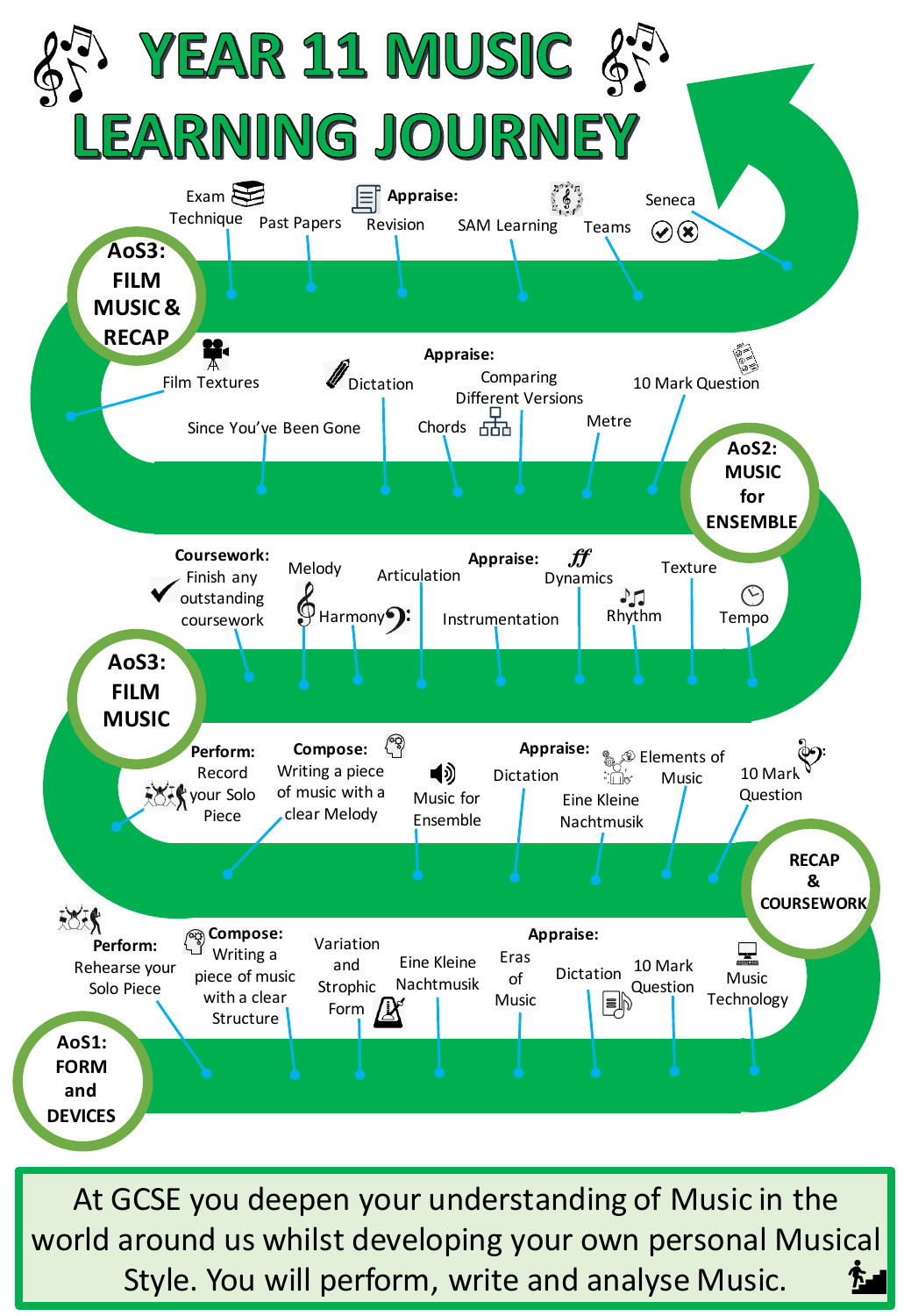# YEAR 11 MUSIC LEARNING JOURNEY

## AoS1: FORM and DEVICES

- **Perform:** Rehearse your Solo Piece
- **Compose:** Writing a piece of music with a clear Structure
- Variation and Strophic Form
- Eine Kleine Nachtmusik
- **Appraise:**
  - Eras of Music
  - Dictation
  - 10 Mark Question
- Music Technology

## RECAP & COURSEWORK

- **Perform:** Record your Solo Piece
- **Compose:** Writing a piece of music with a clear Melody
- Music for Ensemble
- **Appraise:**
  - Dictation
  - Eine Kleine Nachtmusik
  - Elements of Music
- 10 Mark Question

## AoS3: FILM MUSIC

- **Coursework:** Finish any outstanding coursework
- Melody
- Harmony
- Articulation
- **Appraise:**
  - Instrumentation
  - Dynamics
  - Rhythm
- Texture
- Tempo

## AoS2: MUSIC for ENSEMBLE

- Film Textures
- Since You've Been Gone
- Dictation
- **Appraise:**
  - Chords
  - Comparing Different Versions
  - Metre
- 10 Mark Question

## AoS3: FILM MUSIC & RECAP

- Exam Technique
- Past Papers
- **Appraise:** Revision
- SAM Learning
- Teams
- Seneca

At GCSE you deepen your understanding of Music in the world around us whilst developing your own personal Musical Style. You will perform, write and analyse Music.